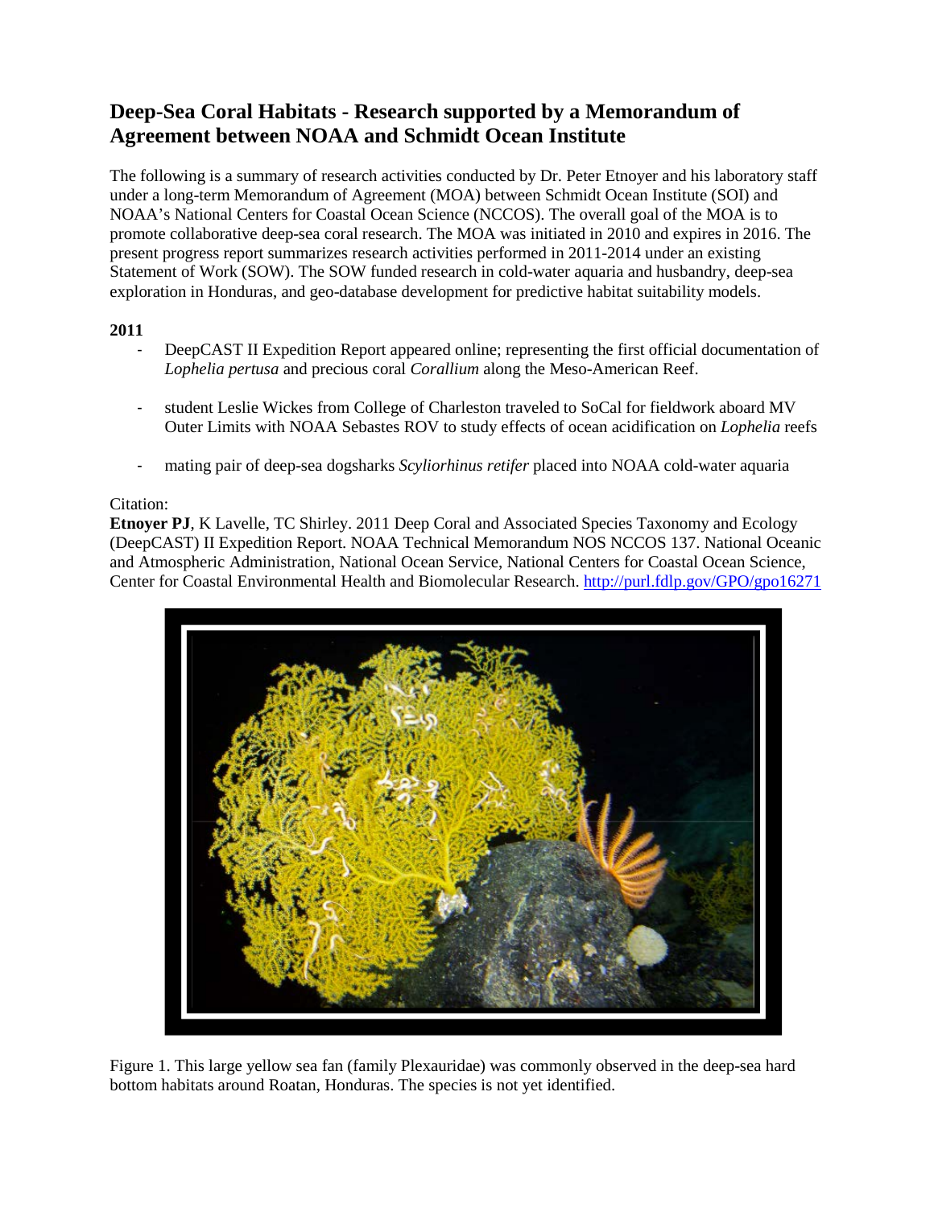# Deep-Sea Coral Habitats - Research supported by a Memorandum of Agreement between NOAA and Schmidt Ocean Institute

The following is a summary of research activities conducted by Dr. Peter Etnoyer and his laboratory staff under a long-term Memorandum of Agreement (MOA) between Schmidt Ocean Institute (SOI) and NOAA's National Centers for Coastal Ocean Science (NCCOS). The overall goal of the MOA is to promote collaborative deep-sea coral research. The MOA was initiated in 2010 and expires in 2016. The present progress report summarizes research activities performed in 2011-2014 under an existing Statement of Work (SOW). The SOW funded research in cold-water aquaria and husbandry, deep-sea exploration in Honduras, and geo-database development for predictive habitat suitability models.

**2011**

- DeepCAST II Expedition Report appeared online; representing the first official documentation of *Lophelia pertusa* and precious coral *Corallium* along the Meso-American Reef.
- student Leslie Wickes from College of Charleston traveled to SoCal for fieldwork aboard MV Outer Limits with NOAA Sebastes ROV to study effects of ocean acidification on *Lophelia* reefs
- mating pair of deep-sea dogsharks *Scyliorhinus retifer* placed into NOAA cold-water aquaria

Citation:
**Etnoyer PJ**, K Lavelle, TC Shirley. 2011 Deep Coral and Associated Species Taxonomy and Ecology (DeepCAST) II Expedition Report. NOAA Technical Memorandum NOS NCCOS 137. National Oceanic and Atmospheric Administration, National Ocean Service, National Centers for Coastal Ocean Science, Center for Coastal Environmental Health and Biomolecular Research. http://purl.fdlp.gov/GPO/gpo16271

Figure 1. This large yellow sea fan (family Plexauridae) was commonly observed in the deep-sea hard bottom habitats around Roatan, Honduras. The species is not yet identified.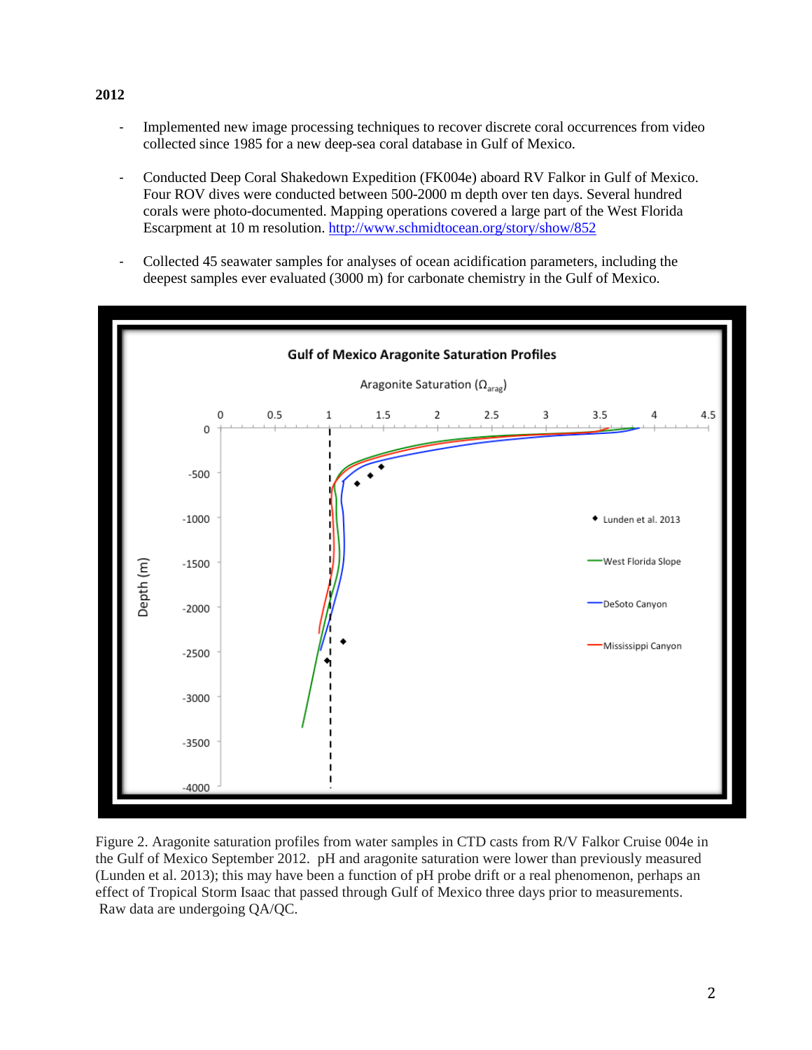**2012**

- Implemented new image processing techniques to recover discrete coral occurrences from video collected since 1985 for a new deep-sea coral database in Gulf of Mexico.
- Conducted Deep Coral Shakedown Expedition (FK004e) aboard RV Falkor in Gulf of Mexico. Four ROV dives were conducted between 500-2000 m depth over ten days. Several hundred corals were photo-documented. Mapping operations covered a large part of the West Florida Escarpment at 10 m resolution. http://www.schmidtocean.org/story/show/852
- Collected 45 seawater samples for analyses of ocean acidification parameters, including the deepest samples ever evaluated (3000 m) for carbonate chemistry in the Gulf of Mexico.

Figure 2. Aragonite saturation profiles from water samples in CTD casts from R/V Falkor Cruise 004e in the Gulf of Mexico September 2012. pH and aragonite saturation were lower than previously measured (Lunden et al. 2013); this may have been a function of pH probe drift or a real phenomenon, perhaps an effect of Tropical Storm Isaac that passed through Gulf of Mexico three days prior to measurements. Raw data are undergoing QA/QC.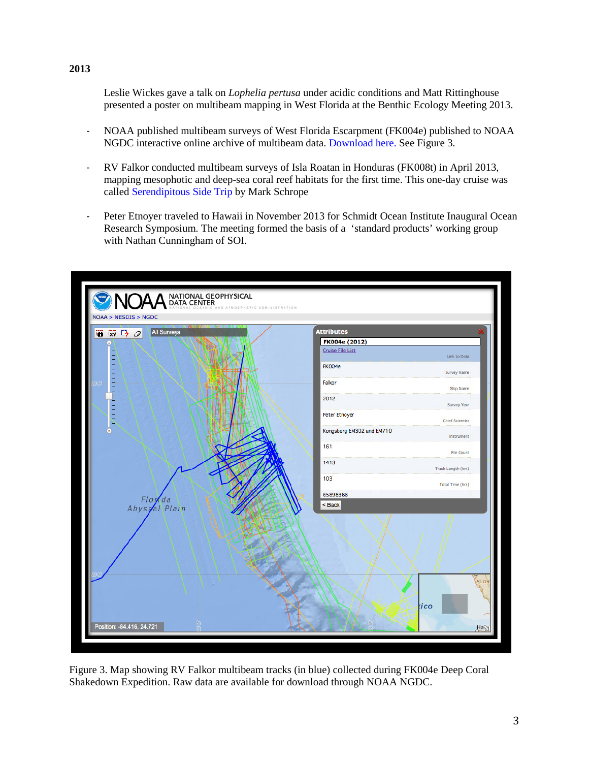**2013**

Leslie Wickes gave a talk on *Lophelia pertusa* under acidic conditions and Matt Rittinghouse presented a poster on multibeam mapping in West Florida at the Benthic Ecology Meeting 2013.

- NOAA published multibeam surveys of West Florida Escarpment (FK004e) published to NOAA NGDC interactive online archive of multibeam data. Download here. See Figure 3.

- RV Falkor conducted multibeam surveys of Isla Roatan in Honduras (FK008t) in April 2013, mapping mesophotic and deep-sea coral reef habitats for the first time. This one-day cruise was called Serendipitous Side Trip by Mark Schrope

- Peter Etnoyer traveled to Hawaii in November 2013 for Schmidt Ocean Institute Inaugural Ocean Research Symposium. The meeting formed the basis of a 'standard products' working group with Nathan Cunningham of SOI.

Figure 3. Map showing RV Falkor multibeam tracks (in blue) collected during FK004e Deep Coral Shakedown Expedition. Raw data are available for download through NOAA NGDC.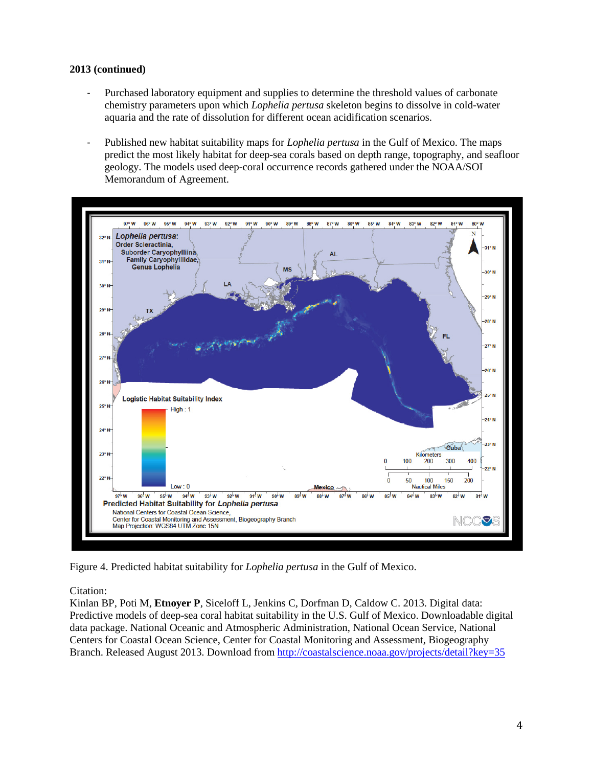**2013 (continued)**

- Purchased laboratory equipment and supplies to determine the threshold values of carbonate chemistry parameters upon which *Lophelia pertusa* skeleton begins to dissolve in cold-water aquaria and the rate of dissolution for different ocean acidification scenarios.

- Published new habitat suitability maps for *Lophelia pertusa* in the Gulf of Mexico. The maps predict the most likely habitat for deep-sea corals based on depth range, topography, and seafloor geology. The models used deep-coral occurrence records gathered under the NOAA/SOI Memorandum of Agreement.

Figure 4. Predicted habitat suitability for *Lophelia pertusa* in the Gulf of Mexico.

Citation:
Kinlan BP, Poti M, **Etnoyer P**, Siceloff L, Jenkins C, Dorfman D, Caldow C. 2013. Digital data: Predictive models of deep-sea coral habitat suitability in the U.S. Gulf of Mexico. Downloadable digital data package. National Oceanic and Atmospheric Administration, National Ocean Service, National Centers for Coastal Ocean Science, Center for Coastal Monitoring and Assessment, Biogeography Branch. Released August 2013. Download from http://coastalscience.noaa.gov/projects/detail?key=35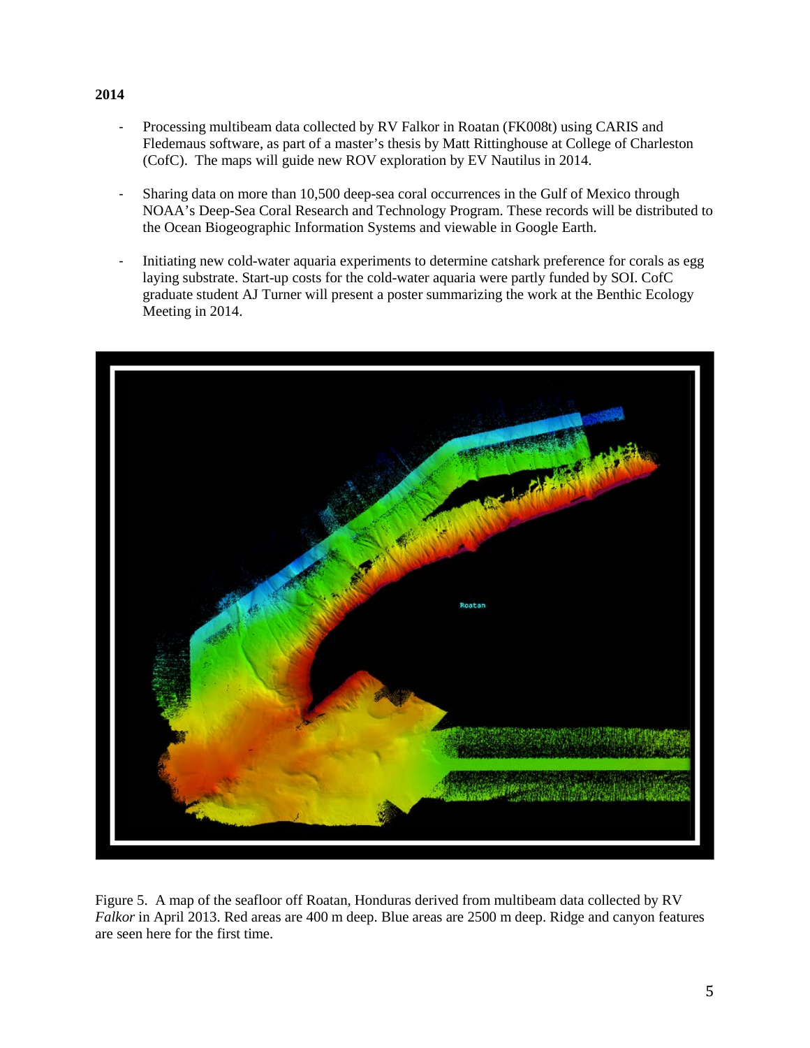**2014**

- Processing multibeam data collected by RV Falkor in Roatan (FK008t) using CARIS and Fledemaus software, as part of a master's thesis by Matt Rittinghouse at College of Charleston (CofC). The maps will guide new ROV exploration by EV Nautilus in 2014.

- Sharing data on more than 10,500 deep-sea coral occurrences in the Gulf of Mexico through NOAA's Deep-Sea Coral Research and Technology Program. These records will be distributed to the Ocean Biogeographic Information Systems and viewable in Google Earth.

- Initiating new cold-water aquaria experiments to determine catshark preference for corals as egg laying substrate. Start-up costs for the cold-water aquaria were partly funded by SOI. CofC graduate student AJ Turner will present a poster summarizing the work at the Benthic Ecology Meeting in 2014.

Roatan

Figure 5. A map of the seafloor off Roatan, Honduras derived from multibeam data collected by RV *Falkor* in April 2013. Red areas are 400 m deep. Blue areas are 2500 m deep. Ridge and canyon features are seen here for the first time.